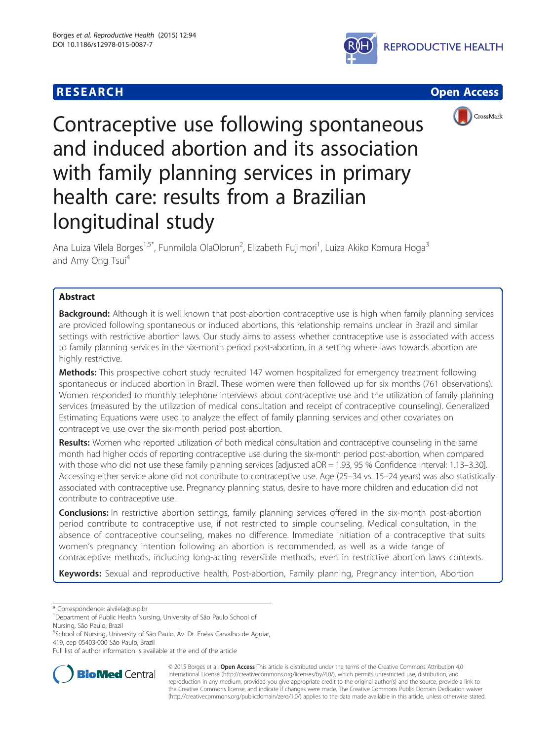RESEARCH Open Access

# Contraceptive use following spontaneous and induced abortion and its association with family planning services in primary health care: results from a Brazilian longitudinal study

Ana Luiza Vilela Borges[1,5*], Funmilola OlaOlorun[2], Elizabeth Fujimori[1], Luiza Akiko Komura Hoga[3] and Amy Ong Tsui[4]

## Abstract

**Background:** Although it is well known that post-abortion contraceptive use is high when family planning services are provided following spontaneous or induced abortions, this relationship remains unclear in Brazil and similar settings with restrictive abortion laws. Our study aims to assess whether contraceptive use is associated with access to family planning services in the six-month period post-abortion, in a setting where laws towards abortion are highly restrictive.

**Methods:** This prospective cohort study recruited 147 women hospitalized for emergency treatment following spontaneous or induced abortion in Brazil. These women were then followed up for six months (761 observations). Women responded to monthly telephone interviews about contraceptive use and the utilization of family planning services (measured by the utilization of medical consultation and receipt of contraceptive counseling). Generalized Estimating Equations were used to analyze the effect of family planning services and other covariates on contraceptive use over the six-month period post-abortion.

**Results:** Women who reported utilization of both medical consultation and contraceptive counseling in the same month had higher odds of reporting contraceptive use during the six-month period post-abortion, when compared with those who did not use these family planning services [adjusted aOR = 1.93, 95 % Confidence Interval: 1.13–3.30]. Accessing either service alone did not contribute to contraceptive use. Age (25–34 vs. 15–24 years) was also statistically associated with contraceptive use. Pregnancy planning status, desire to have more children and education did not contribute to contraceptive use.

**Conclusions:** In restrictive abortion settings, family planning services offered in the six-month post-abortion period contribute to contraceptive use, if not restricted to simple counseling. Medical consultation, in the absence of contraceptive counseling, makes no difference. Immediate initiation of a contraceptive that suits women's pregnancy intention following an abortion is recommended, as well as a wide range of contraceptive methods, including long-acting reversible methods, even in restrictive abortion laws contexts.

**Keywords:** Sexual and reproductive health, Post-abortion, Family planning, Pregnancy intention, Abortion

---

\* Correspondence: alvilela@usp.br

[1]Department of Public Health Nursing, University of São Paulo School of Nursing, São Paulo, Brazil

[5]School of Nursing, University of São Paulo, Av. Dr. Enéas Carvalho de Aguiar, 419, cep 05403-000 São Paulo, Brazil

Full list of author information is available at the end of the article

© 2015 Borges et al. **Open Access** This article is distributed under the terms of the Creative Commons Attribution 4.0 International License (http://creativecommons.org/licenses/by/4.0/), which permits unrestricted use, distribution, and reproduction in any medium, provided you give appropriate credit to the original author(s) and the source, provide a link to the Creative Commons license, and indicate if changes were made. The Creative Commons Public Domain Dedication waiver (http://creativecommons.org/publicdomain/zero/1.0/) applies to the data made available in this article, unless otherwise stated.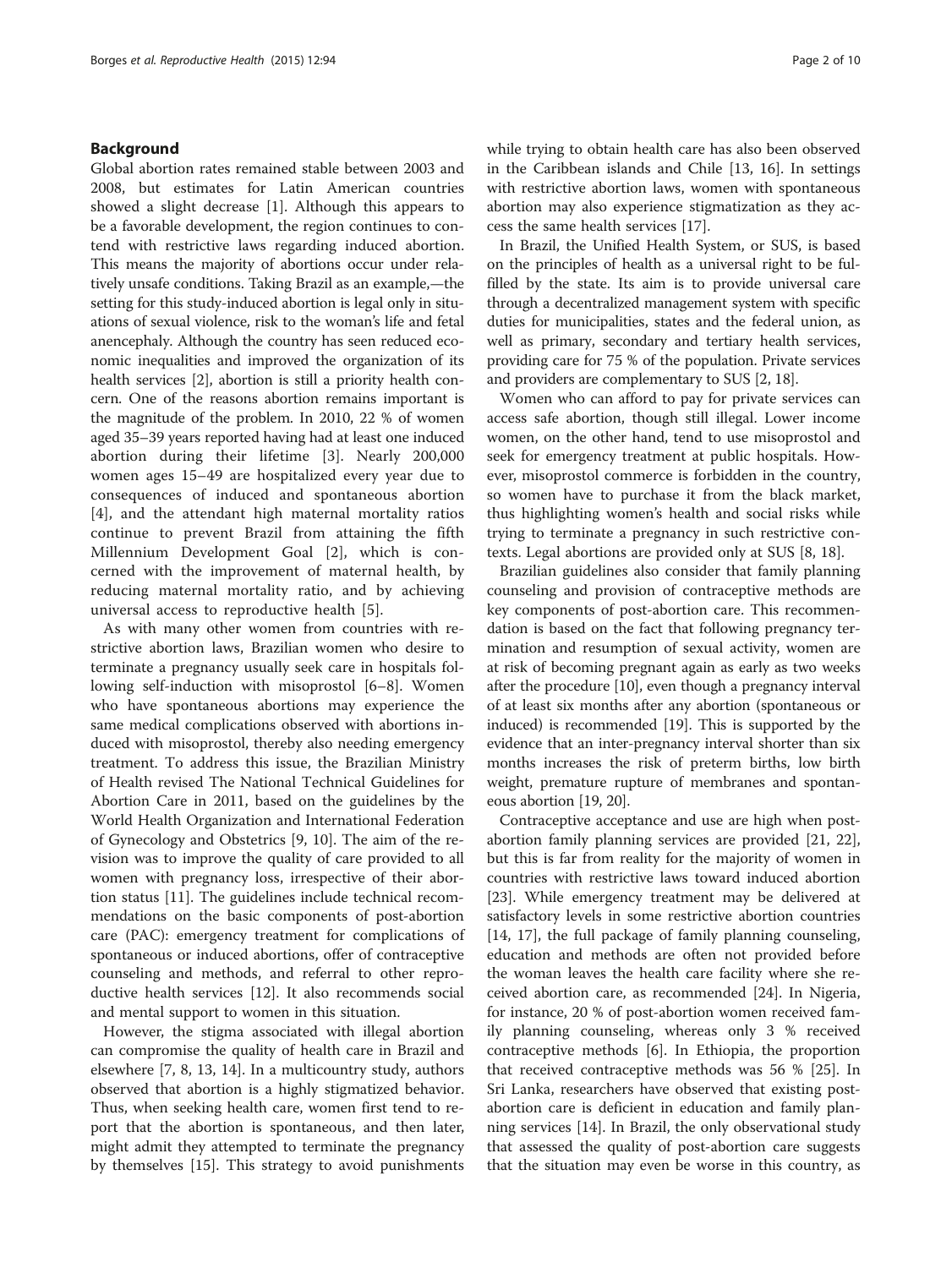## Background

Global abortion rates remained stable between 2003 and 2008, but estimates for Latin American countries showed a slight decrease [1]. Although this appears to be a favorable development, the region continues to contend with restrictive laws regarding induced abortion. This means the majority of abortions occur under relatively unsafe conditions. Taking Brazil as an example,—the setting for this study-induced abortion is legal only in situations of sexual violence, risk to the woman's life and fetal anencephaly. Although the country has seen reduced economic inequalities and improved the organization of its health services [2], abortion is still a priority health concern. One of the reasons abortion remains important is the magnitude of the problem. In 2010, 22 % of women aged 35–39 years reported having had at least one induced abortion during their lifetime [3]. Nearly 200,000 women ages 15–49 are hospitalized every year due to consequences of induced and spontaneous abortion [4], and the attendant high maternal mortality ratios continue to prevent Brazil from attaining the fifth Millennium Development Goal [2], which is concerned with the improvement of maternal health, by reducing maternal mortality ratio, and by achieving universal access to reproductive health [5].

As with many other women from countries with restrictive abortion laws, Brazilian women who desire to terminate a pregnancy usually seek care in hospitals following self-induction with misoprostol [6–8]. Women who have spontaneous abortions may experience the same medical complications observed with abortions induced with misoprostol, thereby also needing emergency treatment. To address this issue, the Brazilian Ministry of Health revised The National Technical Guidelines for Abortion Care in 2011, based on the guidelines by the World Health Organization and International Federation of Gynecology and Obstetrics [9, 10]. The aim of the revision was to improve the quality of care provided to all women with pregnancy loss, irrespective of their abortion status [11]. The guidelines include technical recommendations on the basic components of post-abortion care (PAC): emergency treatment for complications of spontaneous or induced abortions, offer of contraceptive counseling and methods, and referral to other reproductive health services [12]. It also recommends social and mental support to women in this situation.

However, the stigma associated with illegal abortion can compromise the quality of health care in Brazil and elsewhere [7, 8, 13, 14]. In a multicountry study, authors observed that abortion is a highly stigmatized behavior. Thus, when seeking health care, women first tend to report that the abortion is spontaneous, and then later, might admit they attempted to terminate the pregnancy by themselves [15]. This strategy to avoid punishments while trying to obtain health care has also been observed in the Caribbean islands and Chile [13, 16]. In settings with restrictive abortion laws, women with spontaneous abortion may also experience stigmatization as they access the same health services [17].

In Brazil, the Unified Health System, or SUS, is based on the principles of health as a universal right to be fulfilled by the state. Its aim is to provide universal care through a decentralized management system with specific duties for municipalities, states and the federal union, as well as primary, secondary and tertiary health services, providing care for 75 % of the population. Private services and providers are complementary to SUS [2, 18].

Women who can afford to pay for private services can access safe abortion, though still illegal. Lower income women, on the other hand, tend to use misoprostol and seek for emergency treatment at public hospitals. However, misoprostol commerce is forbidden in the country, so women have to purchase it from the black market, thus highlighting women's health and social risks while trying to terminate a pregnancy in such restrictive contexts. Legal abortions are provided only at SUS [8, 18].

Brazilian guidelines also consider that family planning counseling and provision of contraceptive methods are key components of post-abortion care. This recommendation is based on the fact that following pregnancy termination and resumption of sexual activity, women are at risk of becoming pregnant again as early as two weeks after the procedure [10], even though a pregnancy interval of at least six months after any abortion (spontaneous or induced) is recommended [19]. This is supported by the evidence that an inter-pregnancy interval shorter than six months increases the risk of preterm births, low birth weight, premature rupture of membranes and spontaneous abortion [19, 20].

Contraceptive acceptance and use are high when post-abortion family planning services are provided [21, 22], but this is far from reality for the majority of women in countries with restrictive laws toward induced abortion [23]. While emergency treatment may be delivered at satisfactory levels in some restrictive abortion countries [14, 17], the full package of family planning counseling, education and methods are often not provided before the woman leaves the health care facility where she received abortion care, as recommended [24]. In Nigeria, for instance, 20 % of post-abortion women received family planning counseling, whereas only 3 % received contraceptive methods [6]. In Ethiopia, the proportion that received contraceptive methods was 56 % [25]. In Sri Lanka, researchers have observed that existing post-abortion care is deficient in education and family planning services [14]. In Brazil, the only observational study that assessed the quality of post-abortion care suggests that the situation may even be worse in this country, as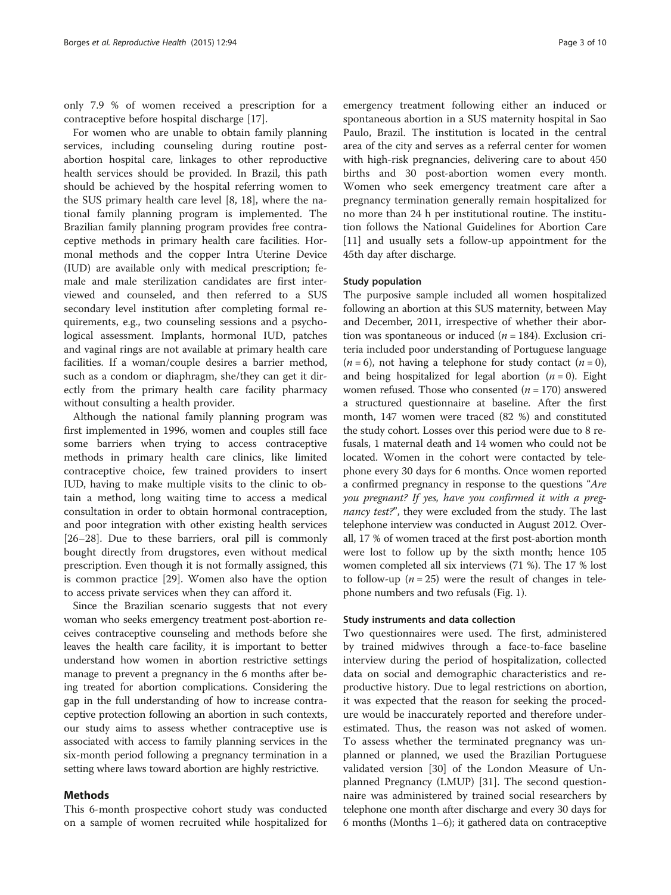only 7.9 % of women received a prescription for a contraceptive before hospital discharge [17].

For women who are unable to obtain family planning services, including counseling during routine post-abortion hospital care, linkages to other reproductive health services should be provided. In Brazil, this path should be achieved by the hospital referring women to the SUS primary health care level [8, 18], where the national family planning program is implemented. The Brazilian family planning program provides free contraceptive methods in primary health care facilities. Hormonal methods and the copper Intra Uterine Device (IUD) are available only with medical prescription; female and male sterilization candidates are first interviewed and counseled, and then referred to a SUS secondary level institution after completing formal requirements, e.g., two counseling sessions and a psychological assessment. Implants, hormonal IUD, patches and vaginal rings are not available at primary health care facilities. If a woman/couple desires a barrier method, such as a condom or diaphragm, she/they can get it directly from the primary health care facility pharmacy without consulting a health provider.

Although the national family planning program was first implemented in 1996, women and couples still face some barriers when trying to access contraceptive methods in primary health care clinics, like limited contraceptive choice, few trained providers to insert IUD, having to make multiple visits to the clinic to obtain a method, long waiting time to access a medical consultation in order to obtain hormonal contraception, and poor integration with other existing health services [26–28]. Due to these barriers, oral pill is commonly bought directly from drugstores, even without medical prescription. Even though it is not formally assigned, this is common practice [29]. Women also have the option to access private services when they can afford it.

Since the Brazilian scenario suggests that not every woman who seeks emergency treatment post-abortion receives contraceptive counseling and methods before she leaves the health care facility, it is important to better understand how women in abortion restrictive settings manage to prevent a pregnancy in the 6 months after being treated for abortion complications. Considering the gap in the full understanding of how to increase contraceptive protection following an abortion in such contexts, our study aims to assess whether contraceptive use is associated with access to family planning services in the six-month period following a pregnancy termination in a setting where laws toward abortion are highly restrictive.

## Methods

This 6-month prospective cohort study was conducted on a sample of women recruited while hospitalized for emergency treatment following either an induced or spontaneous abortion in a SUS maternity hospital in Sao Paulo, Brazil. The institution is located in the central area of the city and serves as a referral center for women with high-risk pregnancies, delivering care to about 450 births and 30 post-abortion women every month. Women who seek emergency treatment care after a pregnancy termination generally remain hospitalized for no more than 24 h per institutional routine. The institution follows the National Guidelines for Abortion Care [11] and usually sets a follow-up appointment for the 45th day after discharge.

### Study population

The purposive sample included all women hospitalized following an abortion at this SUS maternity, between May and December, 2011, irrespective of whether their abortion was spontaneous or induced ($n = 184$). Exclusion criteria included poor understanding of Portuguese language ($n = 6$), not having a telephone for study contact ($n = 0$), and being hospitalized for legal abortion ($n = 0$). Eight women refused. Those who consented ($n = 170$) answered a structured questionnaire at baseline. After the first month, 147 women were traced (82 %) and constituted the study cohort. Losses over this period were due to 8 refusals, 1 maternal death and 14 women who could not be located. Women in the cohort were contacted by telephone every 30 days for 6 months. Once women reported a confirmed pregnancy in response to the questions "*Are you pregnant? If yes, have you confirmed it with a pregnancy test?*", they were excluded from the study. The last telephone interview was conducted in August 2012. Overall, 17 % of women traced at the first post-abortion month were lost to follow up by the sixth month; hence 105 women completed all six interviews (71 %). The 17 % lost to follow-up ($n = 25$) were the result of changes in telephone numbers and two refusals (Fig. 1).

### Study instruments and data collection

Two questionnaires were used. The first, administered by trained midwives through a face-to-face baseline interview during the period of hospitalization, collected data on social and demographic characteristics and reproductive history. Due to legal restrictions on abortion, it was expected that the reason for seeking the procedure would be inaccurately reported and therefore underestimated. Thus, the reason was not asked of women. To assess whether the terminated pregnancy was unplanned or planned, we used the Brazilian Portuguese validated version [30] of the London Measure of Unplanned Pregnancy (LMUP) [31]. The second questionnaire was administered by trained social researchers by telephone one month after discharge and every 30 days for 6 months (Months 1–6); it gathered data on contraceptive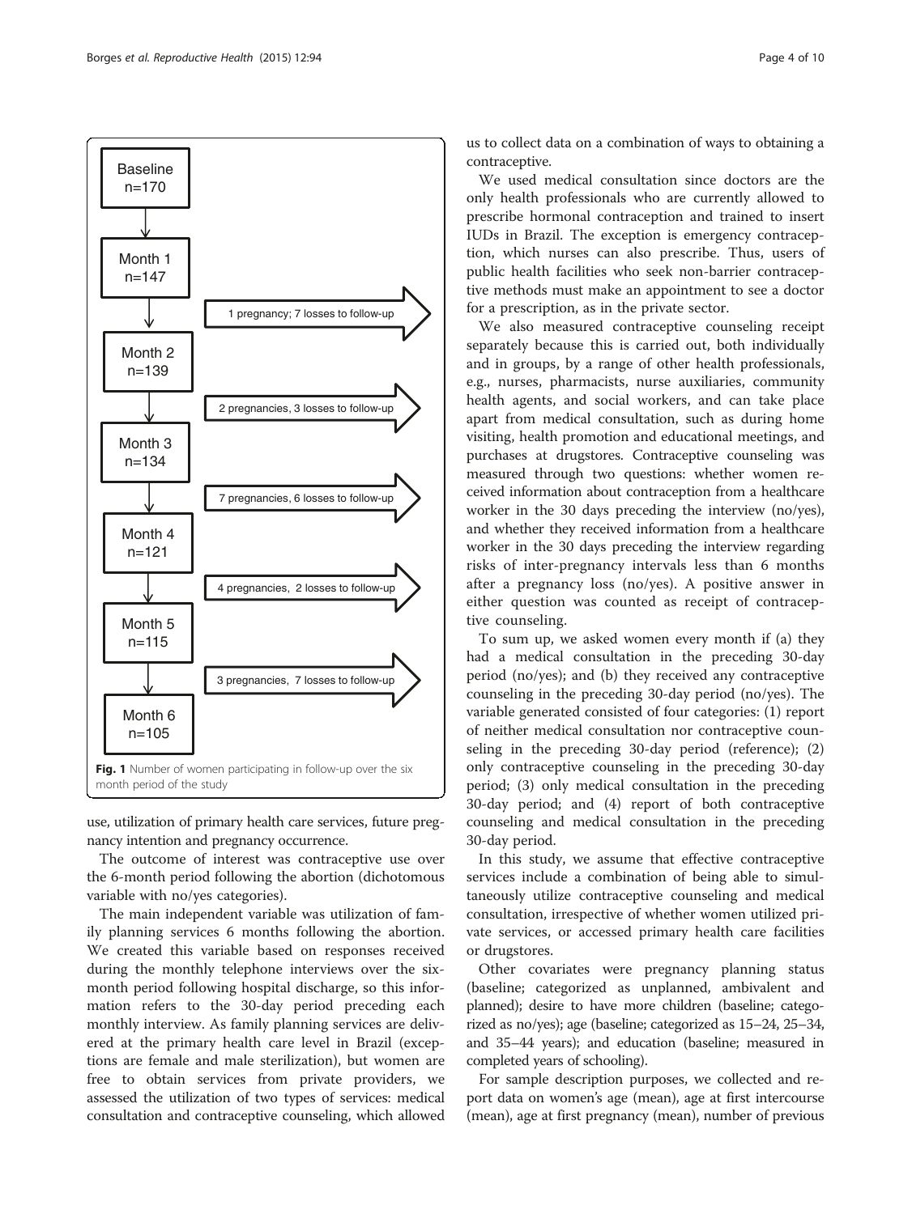Baseline n=170

Month 1 n=147

1 pregnancy; 7 losses to follow-up

Month 2 n=139

2 pregnancies, 3 losses to follow-up

Month 3 n=134

7 pregnancies, 6 losses to follow-up

Month 4 n=121

4 pregnancies, 2 losses to follow-up

Month 5 n=115

3 pregnancies, 7 losses to follow-up

Month 6 n=105

**Fig. 1** Number of women participating in follow-up over the six month period of the study

use, utilization of primary health care services, future pregnancy intention and pregnancy occurrence.

The outcome of interest was contraceptive use over the 6-month period following the abortion (dichotomous variable with no/yes categories).

The main independent variable was utilization of family planning services 6 months following the abortion. We created this variable based on responses received during the monthly telephone interviews over the six-month period following hospital discharge, so this information refers to the 30-day period preceding each monthly interview. As family planning services are delivered at the primary health care level in Brazil (exceptions are female and male sterilization), but women are free to obtain services from private providers, we assessed the utilization of two types of services: medical consultation and contraceptive counseling, which allowed us to collect data on a combination of ways to obtaining a contraceptive.

We used medical consultation since doctors are the only health professionals who are currently allowed to prescribe hormonal contraception and trained to insert IUDs in Brazil. The exception is emergency contraception, which nurses can also prescribe. Thus, users of public health facilities who seek non-barrier contraceptive methods must make an appointment to see a doctor for a prescription, as in the private sector.

We also measured contraceptive counseling receipt separately because this is carried out, both individually and in groups, by a range of other health professionals, e.g., nurses, pharmacists, nurse auxiliaries, community health agents, and social workers, and can take place apart from medical consultation, such as during home visiting, health promotion and educational meetings, and purchases at drugstores. Contraceptive counseling was measured through two questions: whether women received information about contraception from a healthcare worker in the 30 days preceding the interview (no/yes), and whether they received information from a healthcare worker in the 30 days preceding the interview regarding risks of inter-pregnancy intervals less than 6 months after a pregnancy loss (no/yes). A positive answer in either question was counted as receipt of contraceptive counseling.

To sum up, we asked women every month if (a) they had a medical consultation in the preceding 30-day period (no/yes); and (b) they received any contraceptive counseling in the preceding 30-day period (no/yes). The variable generated consisted of four categories: (1) report of neither medical consultation nor contraceptive counseling in the preceding 30-day period (reference); (2) only contraceptive counseling in the preceding 30-day period; (3) only medical consultation in the preceding 30-day period; and (4) report of both contraceptive counseling and medical consultation in the preceding 30-day period.

In this study, we assume that effective contraceptive services include a combination of being able to simultaneously utilize contraceptive counseling and medical consultation, irrespective of whether women utilized private services, or accessed primary health care facilities or drugstores.

Other covariates were pregnancy planning status (baseline; categorized as unplanned, ambivalent and planned); desire to have more children (baseline; categorized as no/yes); age (baseline; categorized as 15–24, 25–34, and 35–44 years); and education (baseline; measured in completed years of schooling).

For sample description purposes, we collected and report data on women's age (mean), age at first intercourse (mean), age at first pregnancy (mean), number of previous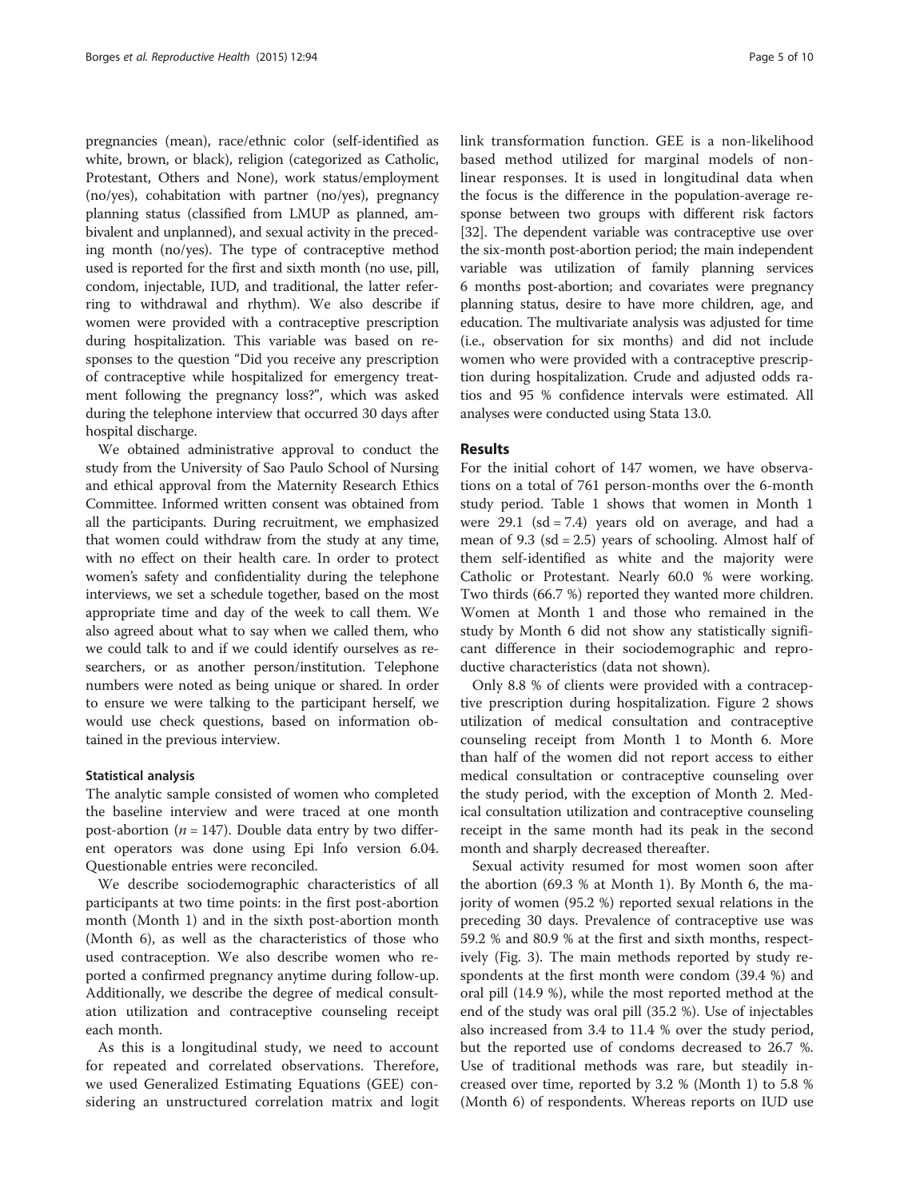pregnancies (mean), race/ethnic color (self-identified as white, brown, or black), religion (categorized as Catholic, Protestant, Others and None), work status/employment (no/yes), cohabitation with partner (no/yes), pregnancy planning status (classified from LMUP as planned, ambivalent and unplanned), and sexual activity in the preceding month (no/yes). The type of contraceptive method used is reported for the first and sixth month (no use, pill, condom, injectable, IUD, and traditional, the latter referring to withdrawal and rhythm). We also describe if women were provided with a contraceptive prescription during hospitalization. This variable was based on responses to the question "Did you receive any prescription of contraceptive while hospitalized for emergency treatment following the pregnancy loss?", which was asked during the telephone interview that occurred 30 days after hospital discharge.

We obtained administrative approval to conduct the study from the University of Sao Paulo School of Nursing and ethical approval from the Maternity Research Ethics Committee. Informed written consent was obtained from all the participants. During recruitment, we emphasized that women could withdraw from the study at any time, with no effect on their health care. In order to protect women's safety and confidentiality during the telephone interviews, we set a schedule together, based on the most appropriate time and day of the week to call them. We also agreed about what to say when we called them, who we could talk to and if we could identify ourselves as researchers, or as another person/institution. Telephone numbers were noted as being unique or shared. In order to ensure we were talking to the participant herself, we would use check questions, based on information obtained in the previous interview.

### Statistical analysis

The analytic sample consisted of women who completed the baseline interview and were traced at one month post-abortion ($n = 147$). Double data entry by two different operators was done using Epi Info version 6.04. Questionable entries were reconciled.

We describe sociodemographic characteristics of all participants at two time points: in the first post-abortion month (Month 1) and in the sixth post-abortion month (Month 6), as well as the characteristics of those who used contraception. We also describe women who reported a confirmed pregnancy anytime during follow-up. Additionally, we describe the degree of medical consultation utilization and contraceptive counseling receipt each month.

As this is a longitudinal study, we need to account for repeated and correlated observations. Therefore, we used Generalized Estimating Equations (GEE) considering an unstructured correlation matrix and logit link transformation function. GEE is a non-likelihood based method utilized for marginal models of non-linear responses. It is used in longitudinal data when the focus is the difference in the population-average response between two groups with different risk factors [32]. The dependent variable was contraceptive use over the six-month post-abortion period; the main independent variable was utilization of family planning services 6 months post-abortion; and covariates were pregnancy planning status, desire to have more children, age, and education. The multivariate analysis was adjusted for time (i.e., observation for six months) and did not include women who were provided with a contraceptive prescription during hospitalization. Crude and adjusted odds ratios and 95 % confidence intervals were estimated. All analyses were conducted using Stata 13.0.

## Results

For the initial cohort of 147 women, we have observations on a total of 761 person-months over the 6-month study period. Table 1 shows that women in Month 1 were 29.1 (sd = 7.4) years old on average, and had a mean of 9.3 (sd = 2.5) years of schooling. Almost half of them self-identified as white and the majority were Catholic or Protestant. Nearly 60.0 % were working. Two thirds (66.7 %) reported they wanted more children. Women at Month 1 and those who remained in the study by Month 6 did not show any statistically significant difference in their sociodemographic and reproductive characteristics (data not shown).

Only 8.8 % of clients were provided with a contraceptive prescription during hospitalization. Figure 2 shows utilization of medical consultation and contraceptive counseling receipt from Month 1 to Month 6. More than half of the women did not report access to either medical consultation or contraceptive counseling over the study period, with the exception of Month 2. Medical consultation utilization and contraceptive counseling receipt in the same month had its peak in the second month and sharply decreased thereafter.

Sexual activity resumed for most women soon after the abortion (69.3 % at Month 1). By Month 6, the majority of women (95.2 %) reported sexual relations in the preceding 30 days. Prevalence of contraceptive use was 59.2 % and 80.9 % at the first and sixth months, respectively (Fig. 3). The main methods reported by study respondents at the first month were condom (39.4 %) and oral pill (14.9 %), while the most reported method at the end of the study was oral pill (35.2 %). Use of injectables also increased from 3.4 to 11.4 % over the study period, but the reported use of condoms decreased to 26.7 %. Use of traditional methods was rare, but steadily increased over time, reported by 3.2 % (Month 1) to 5.8 % (Month 6) of respondents. Whereas reports on IUD use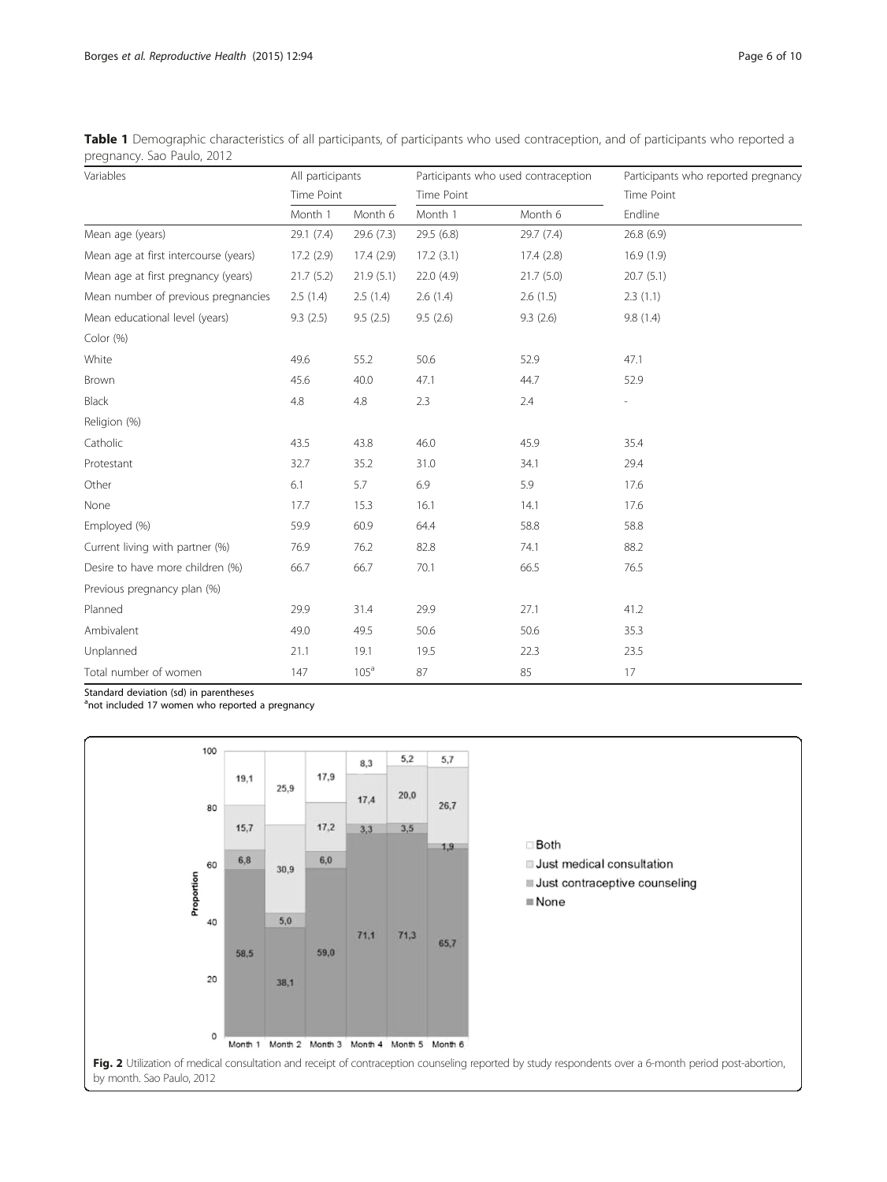**Table 1** Demographic characteristics of all participants, of participants who used contraception, and of participants who reported a pregnancy. Sao Paulo, 2012

| Variables | All participants | | Participants who used contraception | | Participants who reported pregnancy |
|---|---|---|---|---|---|
| | Time Point | | Time Point | | Time Point |
| | Month 1 | Month 6 | Month 1 | Month 6 | Endline |
| Mean age (years) | 29.1 (7.4) | 29.6 (7.3) | 29.5 (6.8) | 29.7 (7.4) | 26.8 (6.9) |
| Mean age at first intercourse (years) | 17.2 (2.9) | 17.4 (2.9) | 17.2 (3.1) | 17.4 (2.8) | 16.9 (1.9) |
| Mean age at first pregnancy (years) | 21.7 (5.2) | 21.9 (5.1) | 22.0 (4.9) | 21.7 (5.0) | 20.7 (5.1) |
| Mean number of previous pregnancies | 2.5 (1.4) | 2.5 (1.4) | 2.6 (1.4) | 2.6 (1.5) | 2.3 (1.1) |
| Mean educational level (years) | 9.3 (2.5) | 9.5 (2.5) | 9.5 (2.6) | 9.3 (2.6) | 9.8 (1.4) |
| Color (%) | | | | | |
| White | 49.6 | 55.2 | 50.6 | 52.9 | 47.1 |
| Brown | 45.6 | 40.0 | 47.1 | 44.7 | 52.9 |
| Black | 4.8 | 4.8 | 2.3 | 2.4 | - |
| Religion (%) | | | | | |
| Catholic | 43.5 | 43.8 | 46.0 | 45.9 | 35.4 |
| Protestant | 32.7 | 35.2 | 31.0 | 34.1 | 29.4 |
| Other | 6.1 | 5.7 | 6.9 | 5.9 | 17.6 |
| None | 17.7 | 15.3 | 16.1 | 14.1 | 17.6 |
| Employed (%) | 59.9 | 60.9 | 64.4 | 58.8 | 58.8 |
| Current living with partner (%) | 76.9 | 76.2 | 82.8 | 74.1 | 88.2 |
| Desire to have more children (%) | 66.7 | 66.7 | 70.1 | 66.5 | 76.5 |
| Previous pregnancy plan (%) | | | | | |
| Planned | 29.9 | 31.4 | 29.9 | 27.1 | 41.2 |
| Ambivalent | 49.0 | 49.5 | 50.6 | 50.6 | 35.3 |
| Unplanned | 21.1 | 19.1 | 19.5 | 22.3 | 23.5 |
| Total number of women | 147 | 105[a] | 87 | 85 | 17 |

Standard deviation (sd) in parentheses
[a]not included 17 women who reported a pregnancy

**Fig. 2** Utilization of medical consultation and receipt of contraception counseling reported by study respondents over a 6-month period post-abortion, by month. Sao Paulo, 2012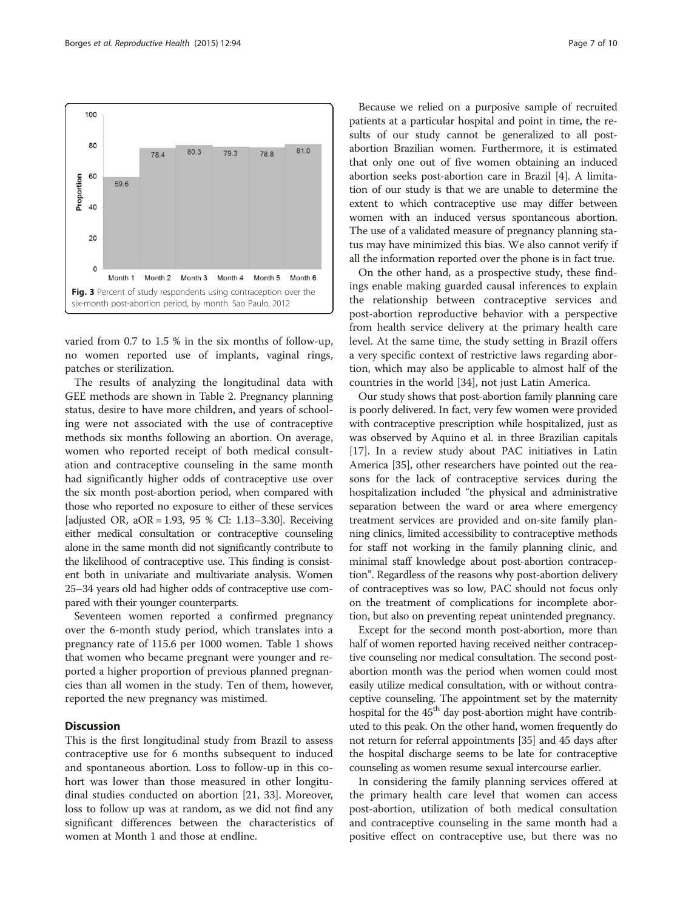Fig. 3 Percent of study respondents using contraception over the six-month post-abortion period, by month. Sao Paulo, 2012

varied from 0.7 to 1.5 % in the six months of follow-up, no women reported use of implants, vaginal rings, patches or sterilization.

The results of analyzing the longitudinal data with GEE methods are shown in Table 2. Pregnancy planning status, desire to have more children, and years of schooling were not associated with the use of contraceptive methods six months following an abortion. On average, women who reported receipt of both medical consultation and contraceptive counseling in the same month had significantly higher odds of contraceptive use over the six month post-abortion period, when compared with those who reported no exposure to either of these services [adjusted OR, aOR = 1.93, 95 % CI: 1.13–3.30]. Receiving either medical consultation or contraceptive counseling alone in the same month did not significantly contribute to the likelihood of contraceptive use. This finding is consistent both in univariate and multivariate analysis. Women 25–34 years old had higher odds of contraceptive use compared with their younger counterparts.

Seventeen women reported a confirmed pregnancy over the 6-month study period, which translates into a pregnancy rate of 115.6 per 1000 women. Table 1 shows that women who became pregnant were younger and reported a higher proportion of previous planned pregnancies than all women in the study. Ten of them, however, reported the new pregnancy was mistimed.

## Discussion

This is the first longitudinal study from Brazil to assess contraceptive use for 6 months subsequent to induced and spontaneous abortion. Loss to follow-up in this cohort was lower than those measured in other longitudinal studies conducted on abortion [21, 33]. Moreover, loss to follow up was at random, as we did not find any significant differences between the characteristics of women at Month 1 and those at endline.

Because we relied on a purposive sample of recruited patients at a particular hospital and point in time, the results of our study cannot be generalized to all post-abortion Brazilian women. Furthermore, it is estimated that only one out of five women obtaining an induced abortion seeks post-abortion care in Brazil [4]. A limitation of our study is that we are unable to determine the extent to which contraceptive use may differ between women with an induced versus spontaneous abortion. The use of a validated measure of pregnancy planning status may have minimized this bias. We also cannot verify if all the information reported over the phone is in fact true.

On the other hand, as a prospective study, these findings enable making guarded causal inferences to explain the relationship between contraceptive services and post-abortion reproductive behavior with a perspective from health service delivery at the primary health care level. At the same time, the study setting in Brazil offers a very specific context of restrictive laws regarding abortion, which may also be applicable to almost half of the countries in the world [34], not just Latin America.

Our study shows that post-abortion family planning care is poorly delivered. In fact, very few women were provided with contraceptive prescription while hospitalized, just as was observed by Aquino et al. in three Brazilian capitals [17]. In a review study about PAC initiatives in Latin America [35], other researchers have pointed out the reasons for the lack of contraceptive services during the hospitalization included "the physical and administrative separation between the ward or area where emergency treatment services are provided and on-site family planning clinics, limited accessibility to contraceptive methods for staff not working in the family planning clinic, and minimal staff knowledge about post-abortion contraception". Regardless of the reasons why post-abortion delivery of contraceptives was so low, PAC should not focus only on the treatment of complications for incomplete abortion, but also on preventing repeat unintended pregnancy.

Except for the second month post-abortion, more than half of women reported having received neither contraceptive counseling nor medical consultation. The second post-abortion month was the period when women could most easily utilize medical consultation, with or without contraceptive counseling. The appointment set by the maternity hospital for the 45[th] day post-abortion might have contributed to this peak. On the other hand, women frequently do not return for referral appointments [35] and 45 days after the hospital discharge seems to be late for contraceptive counseling as women resume sexual intercourse earlier.

In considering the family planning services offered at the primary health care level that women can access post-abortion, utilization of both medical consultation and contraceptive counseling in the same month had a positive effect on contraceptive use, but there was no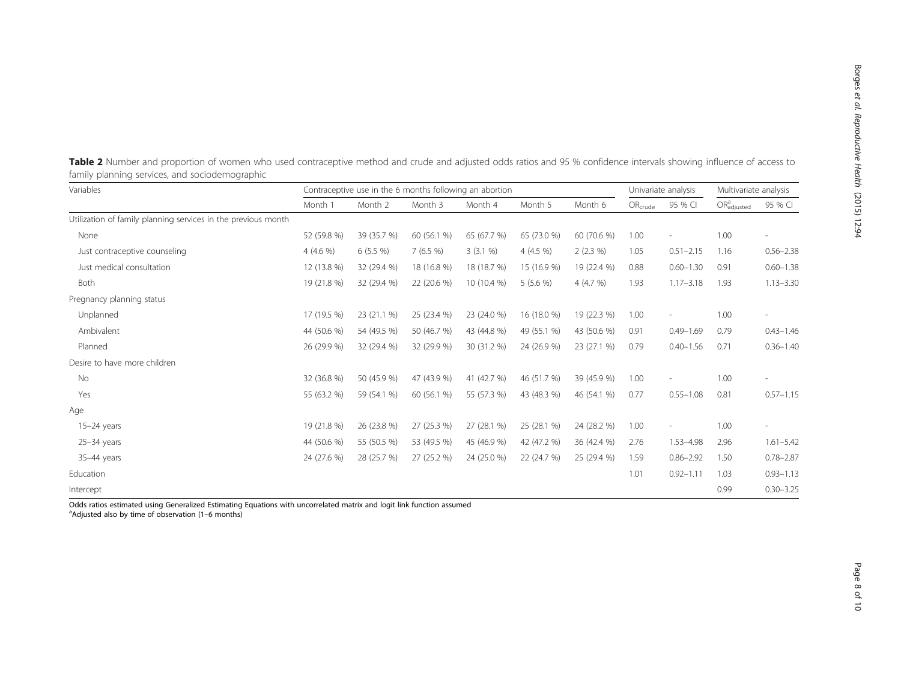**Table 2** Number and proportion of women who used contraceptive method and crude and adjusted odds ratios and 95 % confidence intervals showing influence of access to family planning services, and sociodemographic

| Variables | Contraceptive use in the 6 months following an abortion | | | | | | Univariate analysis | | Multivariate analysis | |
|---|---|---|---|---|---|---|---|---|---|---|
| | Month 1 | Month 2 | Month 3 | Month 4 | Month 5 | Month 6 | $OR_{crude}$ | 95 % CI | $OR^{a}_{adjusted}$ | 95 % CI |
| Utilization of family planning services in the previous month | | | | | | | | | | |
| None | 52 (59.8 %) | 39 (35.7 %) | 60 (56.1 %) | 65 (67.7 %) | 65 (73.0 %) | 60 (70.6 %) | 1.00 | - | 1.00 | - |
| Just contraceptive counseling | 4 (4.6 %) | 6 (5.5 %) | 7 (6.5 %) | 3 (3.1 %) | 4 (4.5 %) | 2 (2.3 %) | 1.05 | 0.51–2.15 | 1.16 | 0.56–2.38 |
| Just medical consultation | 12 (13.8 %) | 32 (29.4 %) | 18 (16.8 %) | 18 (18.7 %) | 15 (16.9 %) | 19 (22.4 %) | 0.88 | 0.60–1.30 | 0.91 | 0.60–1.38 |
| Both | 19 (21.8 %) | 32 (29.4 %) | 22 (20.6 %) | 10 (10.4 %) | 5 (5.6 %) | 4 (4.7 %) | 1.93 | 1.17–3.18 | 1.93 | 1.13–3.30 |
| Pregnancy planning status | | | | | | | | | | |
| Unplanned | 17 (19.5 %) | 23 (21.1 %) | 25 (23.4 %) | 23 (24.0 %) | 16 (18.0 %) | 19 (22.3 %) | 1.00 | - | 1.00 | - |
| Ambivalent | 44 (50.6 %) | 54 (49.5 %) | 50 (46.7 %) | 43 (44.8 %) | 49 (55.1 %) | 43 (50.6 %) | 0.91 | 0.49–1.69 | 0.79 | 0.43–1.46 |
| Planned | 26 (29.9 %) | 32 (29.4 %) | 32 (29.9 %) | 30 (31.2 %) | 24 (26.9 %) | 23 (27.1 %) | 0.79 | 0.40–1.56 | 0.71 | 0.36–1.40 |
| Desire to have more children | | | | | | | | | | |
| No | 32 (36.8 %) | 50 (45.9 %) | 47 (43.9 %) | 41 (42.7 %) | 46 (51.7 %) | 39 (45.9 %) | 1.00 | - | 1.00 | - |
| Yes | 55 (63.2 %) | 59 (54.1 %) | 60 (56.1 %) | 55 (57.3 %) | 43 (48.3 %) | 46 (54.1 %) | 0.77 | 0.55–1.08 | 0.81 | 0.57–1.15 |
| Age | | | | | | | | | | |
| 15–24 years | 19 (21.8 %) | 26 (23.8 %) | 27 (25.3 %) | 27 (28.1 %) | 25 (28.1 %) | 24 (28.2 %) | 1.00 | - | 1.00 | - |
| 25–34 years | 44 (50.6 %) | 55 (50.5 %) | 53 (49.5 %) | 45 (46.9 %) | 42 (47.2 %) | 36 (42.4 %) | 2.76 | 1.53–4.98 | 2.96 | 1.61–5.42 |
| 35–44 years | 24 (27.6 %) | 28 (25.7 %) | 27 (25.2 %) | 24 (25.0 %) | 22 (24.7 %) | 25 (29.4 %) | 1.59 | 0.86–2.92 | 1.50 | 0.78–2.87 |
| Education | | | | | | | 1.01 | 0.92–1.11 | 1.03 | 0.93–1.13 |
| Intercept | | | | | | | | | 0.99 | 0.30–3.25 |

Odds ratios estimated using Generalized Estimating Equations with uncorrelated matrix and logit link function assumed
[a]Adjusted also by time of observation (1–6 months)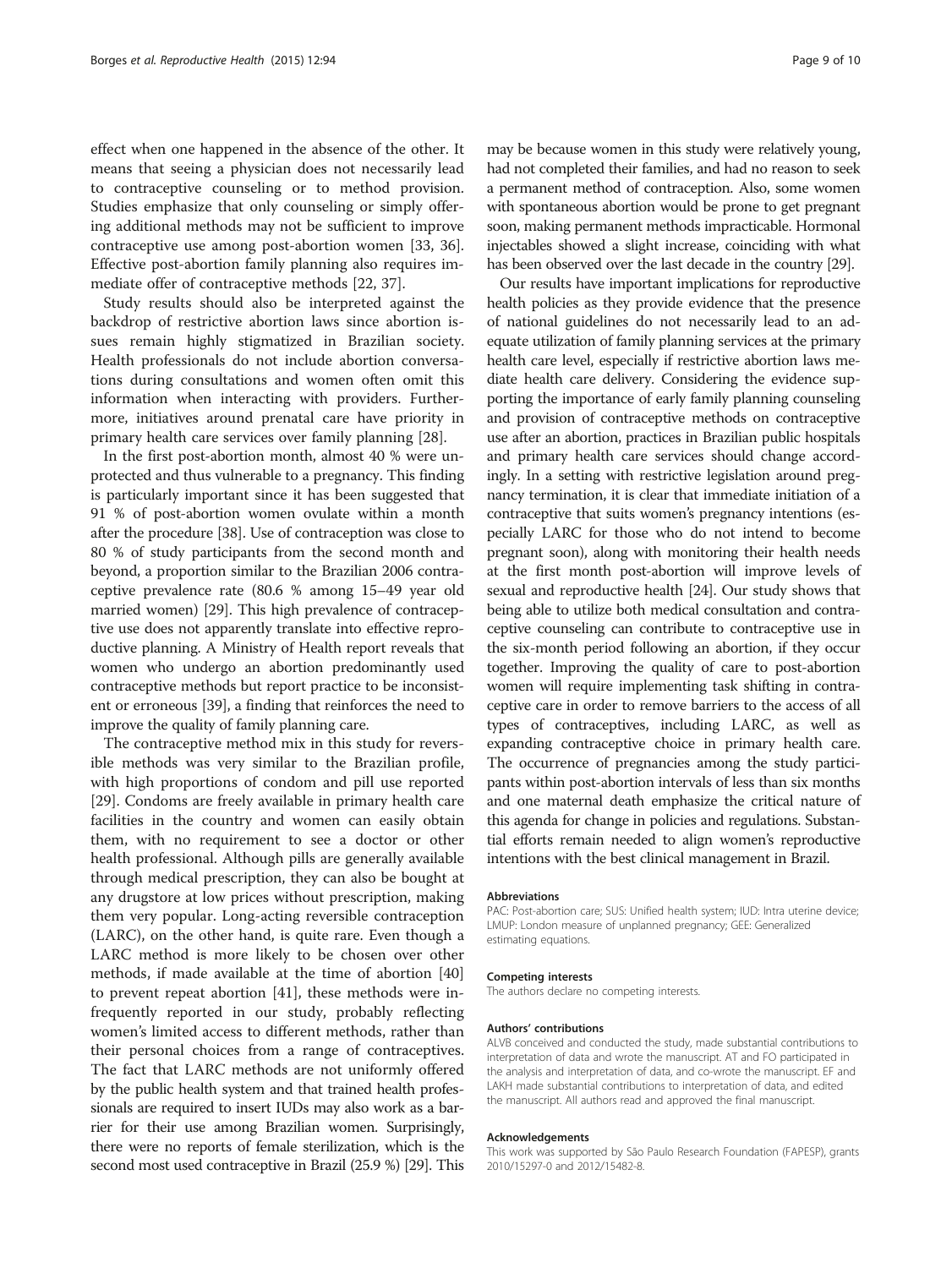effect when one happened in the absence of the other. It means that seeing a physician does not necessarily lead to contraceptive counseling or to method provision. Studies emphasize that only counseling or simply offering additional methods may not be sufficient to improve contraceptive use among post-abortion women [33, 36]. Effective post-abortion family planning also requires immediate offer of contraceptive methods [22, 37].

Study results should also be interpreted against the backdrop of restrictive abortion laws since abortion issues remain highly stigmatized in Brazilian society. Health professionals do not include abortion conversations during consultations and women often omit this information when interacting with providers. Furthermore, initiatives around prenatal care have priority in primary health care services over family planning [28].

In the first post-abortion month, almost 40 % were unprotected and thus vulnerable to a pregnancy. This finding is particularly important since it has been suggested that 91 % of post-abortion women ovulate within a month after the procedure [38]. Use of contraception was close to 80 % of study participants from the second month and beyond, a proportion similar to the Brazilian 2006 contraceptive prevalence rate (80.6 % among 15–49 year old married women) [29]. This high prevalence of contraceptive use does not apparently translate into effective reproductive planning. A Ministry of Health report reveals that women who undergo an abortion predominantly used contraceptive methods but report practice to be inconsistent or erroneous [39], a finding that reinforces the need to improve the quality of family planning care.

The contraceptive method mix in this study for reversible methods was very similar to the Brazilian profile, with high proportions of condom and pill use reported [29]. Condoms are freely available in primary health care facilities in the country and women can easily obtain them, with no requirement to see a doctor or other health professional. Although pills are generally available through medical prescription, they can also be bought at any drugstore at low prices without prescription, making them very popular. Long-acting reversible contraception (LARC), on the other hand, is quite rare. Even though a LARC method is more likely to be chosen over other methods, if made available at the time of abortion [40] to prevent repeat abortion [41], these methods were infrequently reported in our study, probably reflecting women's limited access to different methods, rather than their personal choices from a range of contraceptives. The fact that LARC methods are not uniformly offered by the public health system and that trained health professionals are required to insert IUDs may also work as a barrier for their use among Brazilian women. Surprisingly, there were no reports of female sterilization, which is the second most used contraceptive in Brazil (25.9 %) [29]. This may be because women in this study were relatively young, had not completed their families, and had no reason to seek a permanent method of contraception. Also, some women with spontaneous abortion would be prone to get pregnant soon, making permanent methods impracticable. Hormonal injectables showed a slight increase, coinciding with what has been observed over the last decade in the country [29].

Our results have important implications for reproductive health policies as they provide evidence that the presence of national guidelines do not necessarily lead to an adequate utilization of family planning services at the primary health care level, especially if restrictive abortion laws mediate health care delivery. Considering the evidence supporting the importance of early family planning counseling and provision of contraceptive methods on contraceptive use after an abortion, practices in Brazilian public hospitals and primary health care services should change accordingly. In a setting with restrictive legislation around pregnancy termination, it is clear that immediate initiation of a contraceptive that suits women's pregnancy intentions (especially LARC for those who do not intend to become pregnant soon), along with monitoring their health needs at the first month post-abortion will improve levels of sexual and reproductive health [24]. Our study shows that being able to utilize both medical consultation and contraceptive counseling can contribute to contraceptive use in the six-month period following an abortion, if they occur together. Improving the quality of care to post-abortion women will require implementing task shifting in contraceptive care in order to remove barriers to the access of all types of contraceptives, including LARC, as well as expanding contraceptive choice in primary health care. The occurrence of pregnancies among the study participants within post-abortion intervals of less than six months and one maternal death emphasize the critical nature of this agenda for change in policies and regulations. Substantial efforts remain needed to align women's reproductive intentions with the best clinical management in Brazil.

#### Abbreviations

PAC: Post-abortion care; SUS: Unified health system; IUD: Intra uterine device; LMUP: London measure of unplanned pregnancy; GEE: Generalized estimating equations.

#### Competing interests

The authors declare no competing interests.

#### Authors' contributions

ALVB conceived and conducted the study, made substantial contributions to interpretation of data and wrote the manuscript. AT and FO participated in the analysis and interpretation of data, and co-wrote the manuscript. EF and LAKH made substantial contributions to interpretation of data, and edited the manuscript. All authors read and approved the final manuscript.

#### Acknowledgements

This work was supported by São Paulo Research Foundation (FAPESP), grants 2010/15297-0 and 2012/15482-8.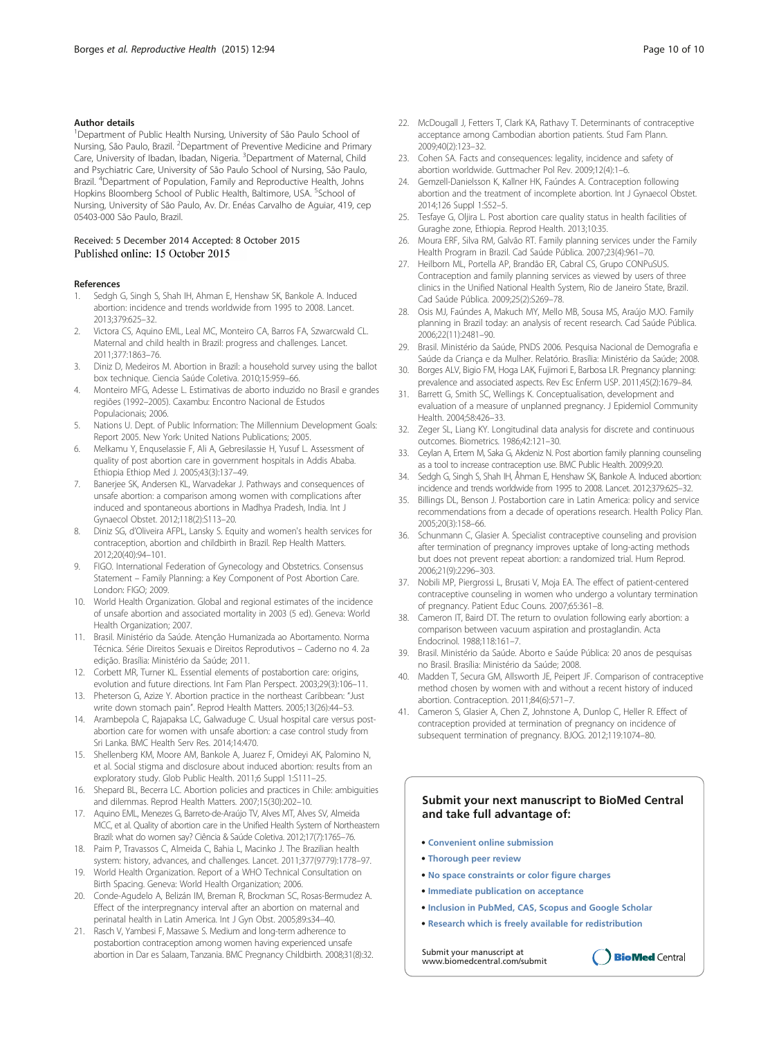### Author details

[1]Department of Public Health Nursing, University of São Paulo School of Nursing, São Paulo, Brazil. [2]Department of Preventive Medicine and Primary Care, University of Ibadan, Ibadan, Nigeria. [3]Department of Maternal, Child and Psychiatric Care, University of São Paulo School of Nursing, São Paulo, Brazil. [4]Department of Population, Family and Reproductive Health, Johns Hopkins Bloomberg School of Public Health, Baltimore, USA. [5]School of Nursing, University of São Paulo, Av. Dr. Enéas Carvalho de Aguiar, 419, cep 05403-000 São Paulo, Brazil.

Received: 5 December 2014 Accepted: 8 October 2015
Published online: 15 October 2015

### References

1. Sedgh G, Singh S, Shah IH, Ahman E, Henshaw SK, Bankole A. Induced abortion: incidence and trends worldwide from 1995 to 2008. Lancet. 2013;379:625–32.
2. Victora CS, Aquino EML, Leal MC, Monteiro CA, Barros FA, Szwarcwald CL. Maternal and child health in Brazil: progress and challenges. Lancet. 2011;377:1863–76.
3. Diniz D, Medeiros M. Abortion in Brazil: a household survey using the ballot box technique. Ciencia Saúde Coletiva. 2010;15:959–66.
4. Monteiro MFG, Adesse L. Estimativas de aborto induzido no Brasil e grandes regiões (1992–2005). Caxambu: Encontro Nacional de Estudos Populacionais; 2006.
5. Nations U. Dept. of Public Information: The Millennium Development Goals: Report 2005. New York: United Nations Publications; 2005.
6. Melkamu Y, Enquselassie F, Ali A, Gebresilassie H, Yusuf L. Assessment of quality of post abortion care in government hospitals in Addis Ababa. Ethiopia Ethiop Med J. 2005;43(3):137–49.
7. Banerjee SK, Andersen KL, Warvadekar J. Pathways and consequences of unsafe abortion: a comparison among women with complications after induced and spontaneous abortions in Madhya Pradesh, India. Int J Gynaecol Obstet. 2012;118(2):S113–20.
8. Diniz SG, d'Oliveira AFPL, Lansky S. Equity and women's health services for contraception, abortion and childbirth in Brazil. Rep Health Matters. 2012;20(40):94–101.
9. FIGO. International Federation of Gynecology and Obstetrics. Consensus Statement – Family Planning: a Key Component of Post Abortion Care. London: FIGO; 2009.
10. World Health Organization. Global and regional estimates of the incidence of unsafe abortion and associated mortality in 2003 (5 ed). Geneva: World Health Organization; 2007.
11. Brasil. Ministério da Saúde. Atenção Humanizada ao Abortamento. Norma Técnica. Série Direitos Sexuais e Direitos Reprodutivos – Caderno no 4. 2a edição. Brasília: Ministério da Saúde; 2011.
12. Corbett MR, Turner KL. Essential elements of postabortion care: origins, evolution and future directions. Int Fam Plan Perspect. 2003;29(3):106–11.
13. Pheterson G, Azize Y. Abortion practice in the northeast Caribbean: "Just write down stomach pain". Reprod Health Matters. 2005;13(26):44–53.
14. Arambepola C, Rajapaksa LC, Galwaduge C. Usual hospital care versus post-abortion care for women with unsafe abortion: a case control study from Sri Lanka. BMC Health Serv Res. 2014;14:470.
15. Shellenberg KM, Moore AM, Bankole A, Juarez F, Omideyi AK, Palomino N, et al. Social stigma and disclosure about induced abortion: results from an exploratory study. Glob Public Health. 2011;6 Suppl 1:S111–25.
16. Shepard BL, Becerra LC. Abortion policies and practices in Chile: ambiguities and dilemmas. Reprod Health Matters. 2007;15(30):202–10.
17. Aquino EML, Menezes G, Barreto-de-Araújo TV, Alves MT, Alves SV, Almeida MCC, et al. Quality of abortion care in the Unified Health System of Northeastern Brazil: what do women say? Ciência & Saúde Coletiva. 2012;17(7):1765–76.
18. Paim P, Travassos C, Almeida C, Bahia L, Macinko J. The Brazilian health system: history, advances, and challenges. Lancet. 2011;377(9779):1778–97.
19. World Health Organization. Report of a WHO Technical Consultation on Birth Spacing. Geneva: World Health Organization; 2006.
20. Conde-Agudelo A, Belizán JM, Breman R, Brockman SC, Rosas-Bermudez A. Effect of the interpregnancy interval after an abortion on maternal and perinatal health in Latin America. Int J Gyn Obst. 2005;89:s34–40.
21. Rasch V, Yambesi F, Massawe S. Medium and long-term adherence to postabortion contraception among women having experienced unsafe abortion in Dar es Salaam, Tanzania. BMC Pregnancy Childbirth. 2008;31(8):32.
22. McDougall J, Fetters T, Clark KA, Rathavy T. Determinants of contraceptive acceptance among Cambodian abortion patients. Stud Fam Plann. 2009;40(2):123–32.
23. Cohen SA. Facts and consequences: legality, incidence and safety of abortion worldwide. Guttmacher Pol Rev. 2009;12(4):1–6.
24. Gemzell-Danielsson K, Kallner HK, Faúndes A. Contraception following abortion and the treatment of incomplete abortion. Int J Gynaecol Obstet. 2014;126 Suppl 1:S52–5.
25. Tesfaye G, Oljira L. Post abortion care quality status in health facilities of Guraghe zone, Ethiopia. Reprod Health. 2013;10:35.
26. Moura ERF, Silva RM, Galvão RT. Family planning services under the Family Health Program in Brazil. Cad Saúde Pública. 2007;23(4):961–70.
27. Heilborn ML, Portella AP, Brandão ER, Cabral CS, Grupo CONPuSUS. Contraception and family planning services as viewed by users of three clinics in the Unified National Health System, Rio de Janeiro State, Brazil. Cad Saúde Pública. 2009;25(2):S269–78.
28. Osis MJ, Faúndes A, Makuch MY, Mello MB, Sousa MS, Araújo MJO. Family planning in Brazil today: an analysis of recent research. Cad Saúde Pública. 2006;22(11):2481–90.
29. Brasil. Ministério da Saúde, PNDS 2006. Pesquisa Nacional de Demografia e Saúde da Criança e da Mulher. Relatório. Brasília: Ministério da Saúde; 2008.
30. Borges ALV, Bigio FM, Hoga LAK, Fujimori E, Barbosa LR. Pregnancy planning: prevalence and associated aspects. Rev Esc Enferm USP. 2011;45(2):1679–84.
31. Barrett G, Smith SC, Wellings K. Conceptualisation, development and evaluation of a measure of unplanned pregnancy. J Epidemiol Community Health. 2004;58:426–33.
32. Zeger SL, Liang KY. Longitudinal data analysis for discrete and continuous outcomes. Biometrics. 1986;42:121–30.
33. Ceylan A, Ertem M, Saka G, Akdeniz N. Post abortion family planning counseling as a tool to increase contraception use. BMC Public Health. 2009;9:20.
34. Sedgh G, Singh S, Shah IH, Åhman E, Henshaw SK, Bankole A. Induced abortion: incidence and trends worldwide from 1995 to 2008. Lancet. 2012;379:625–32.
35. Billings DL, Benson J. Postabortion care in Latin America: policy and service recommendations from a decade of operations research. Health Policy Plan. 2005;20(3):158–66.
36. Schunmann C, Glasier A. Specialist contraceptive counseling and provision after termination of pregnancy improves uptake of long-acting methods but does not prevent repeat abortion: a randomized trial. Hum Reprod. 2006;21(9):2296–303.
37. Nobili MP, Piergrossi L, Brusati V, Moja EA. The effect of patient-centered contraceptive counseling in women who undergo a voluntary termination of pregnancy. Patient Educ Couns. 2007;65:361–8.
38. Cameron IT, Baird DT. The return to ovulation following early abortion: a comparison between vacuum aspiration and prostaglandin. Acta Endocrinol. 1988;118:161–7.
39. Brasil. Ministério da Saúde. Aborto e Saúde Pública: 20 anos de pesquisas no Brasil. Brasília: Ministério da Saúde; 2008.
40. Madden T, Secura GM, Allsworth JE, Peipert JF. Comparison of contraceptive method chosen by women with and without a recent history of induced abortion. Contraception. 2011;84(6):571–7.
41. Cameron S, Glasier A, Chen Z, Johnstone A, Dunlop C, Heller R. Effect of contraception provided at termination of pregnancy on incidence of subsequent termination of pregnancy. BJOG. 2012;119:1074–80.

**Submit your next manuscript to BioMed Central and take full advantage of:**

- **Convenient online submission**
- **Thorough peer review**
- **No space constraints or color figure charges**
- **Immediate publication on acceptance**
- **Inclusion in PubMed, CAS, Scopus and Google Scholar**
- **Research which is freely available for redistribution**

Submit your manuscript at
www.biomedcentral.com/submit

BioMed Central